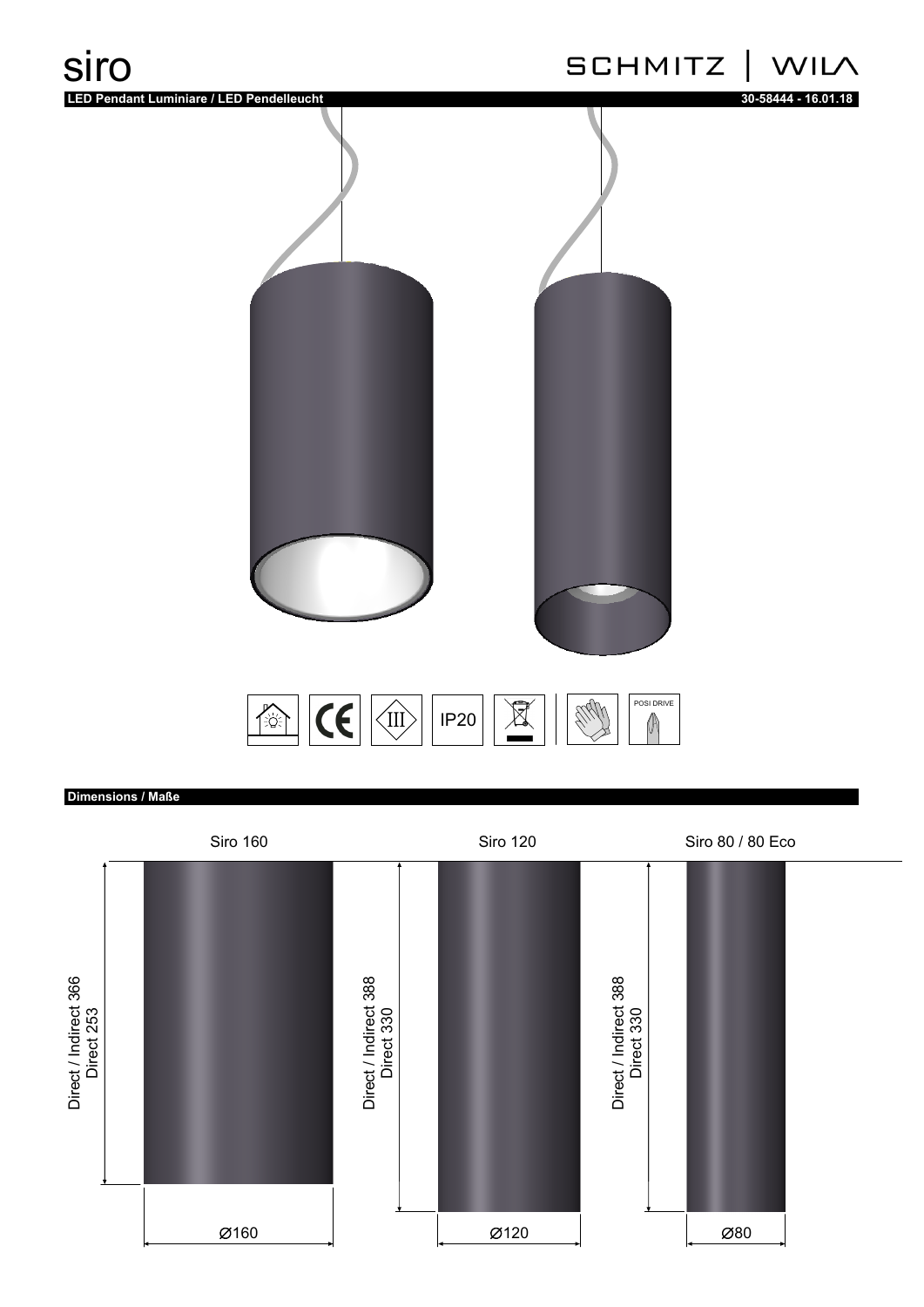# siro

SCHMITZ | WILA

**LED Pendant Luminiare / LED Pendelleucht** 30-58444 - 16.01.18

IP20

POSI DRIVE

## Dimensions / Maße

| | Siro 160 | Siro 120 | Siro 80 / 80 Eco |
|---|---|---|---|
| Height | Direct / Indirect 366, Direct 253 | Direct / Indirect 388, Direct 330 | Direct / Indirect 388, Direct 330 |
| Diameter | Ø160 | Ø120 | Ø80 |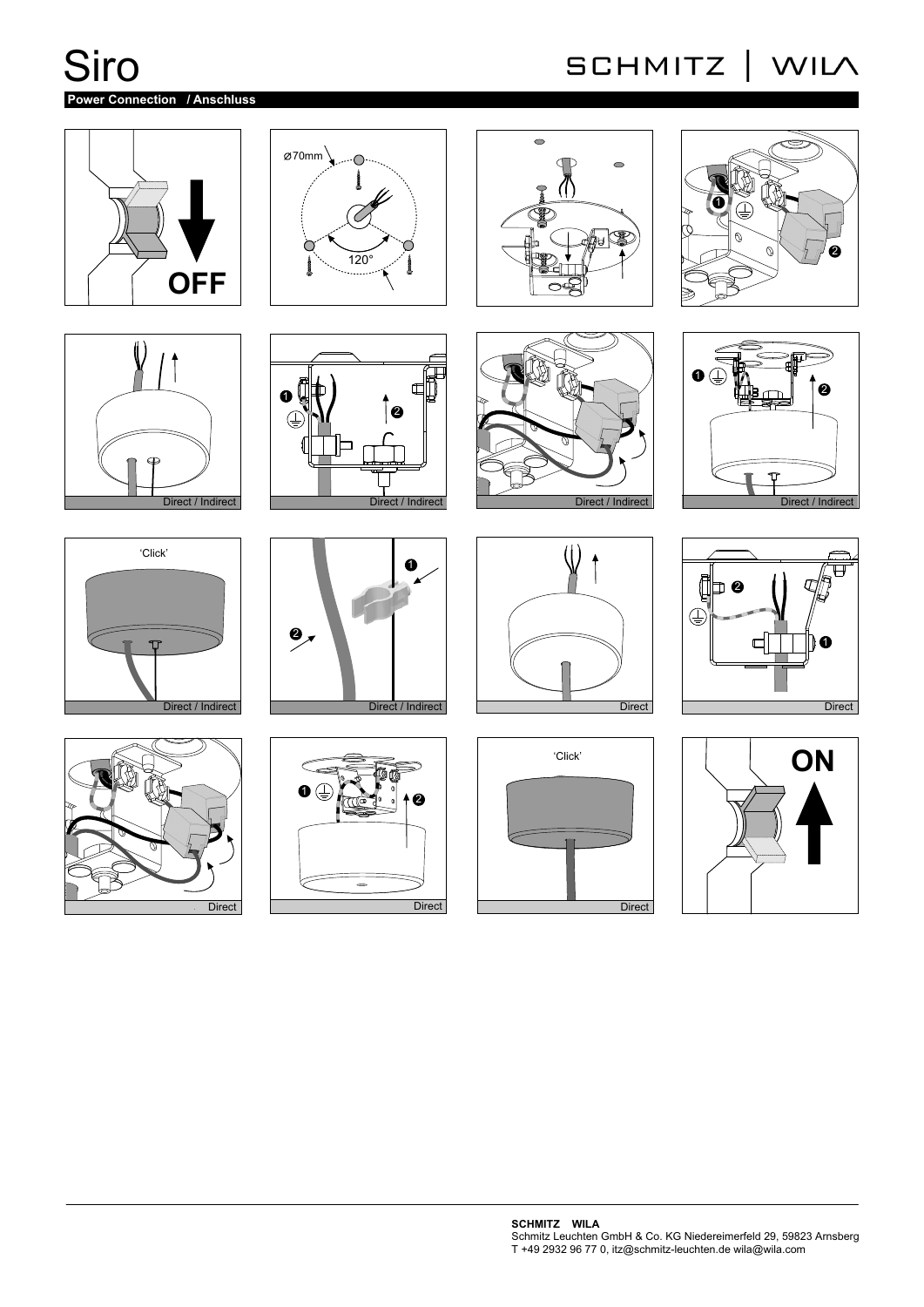# Siro

SCHMITZ | WILA

**Power Connection / Anschluss**

OFF

Ø70mm

120°

Direct / Indirect

Direct / Indirect

Direct / Indirect

Direct / Indirect

'Click'

Direct / Indirect

Direct / Indirect

Direct

Direct

Direct

Direct

'Click'

Direct

ON

**SCHMITZ WILA**
Schmitz Leuchten GmbH & Co. KG Niedereimerfeld 29, 59823 Arnsberg
T +49 2932 96 77 0, itz@schmitz-leuchten.de wila@wila.com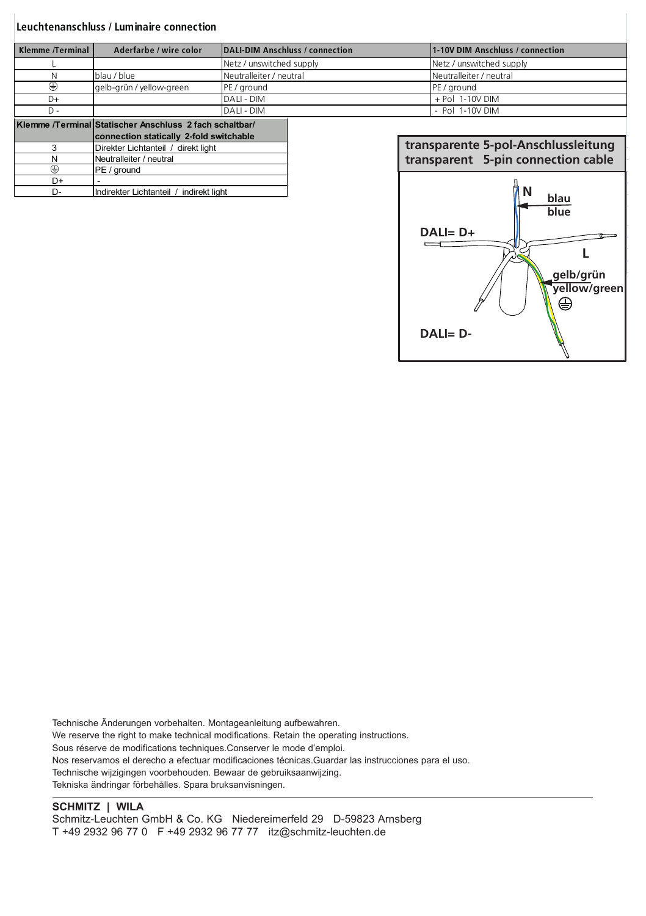## Leuchtenanschluss / Luminaire connection

| Klemme /Terminal | Aderfarbe / wire color | DALI-DIM Anschluss / connection | 1-10V DIM Anschluss / connection |
|---|---|---|---|
| L | | Netz / unswitched supply | Netz / unswitched supply |
| N | blau / blue | Neutralleiter / neutral | Neutralleiter / neutral |
| ⏚ | gelb-grün / yellow-green | PE / ground | PE / ground |
| D+ | | DALI - DIM | + Pol 1-10V DIM |
| D - | | DALI - DIM | - Pol 1-10V DIM |

| Klemme /Terminal | Statischer Anschluss 2 fach schaltbar/ connection statically 2-fold switchable |
|---|---|
| 3 | Direkter Lichtanteil / direkt light |
| N | Neutralleiter / neutral |
| ⏚ | PE / ground |
| D+ | - |
| D- | Indirekter Lichtanteil / indirekt light |

**transparente 5-pol-Anschlussleitung**
**transparent 5-pin connection cable**

N
blau
blue
DALI= D+
L
gelb/grün
yellow/green
⏚
DALI= D-

Technische Änderungen vorbehalten. Montageanleitung aufbewahren.
We reserve the right to make technical modifications. Retain the operating instructions.
Sous réserve de modifications techniques.Conserver le mode d'emploi.
Nos reservamos el derecho a efectuar modificaciones técnicas.Guardar las instrucciones para el uso.
Technische wijzigingen voorbehouden. Bewaar de gebruiksaanwijzing.
Tekniska ändringar förbehålles. Spara bruksanvisningen.

**SCHMITZ | WILA**
Schmitz-Leuchten GmbH & Co. KG Niedereimerfeld 29 D-59823 Arnsberg
T +49 2932 96 77 0 F +49 2932 96 77 77 itz@schmitz-leuchten.de